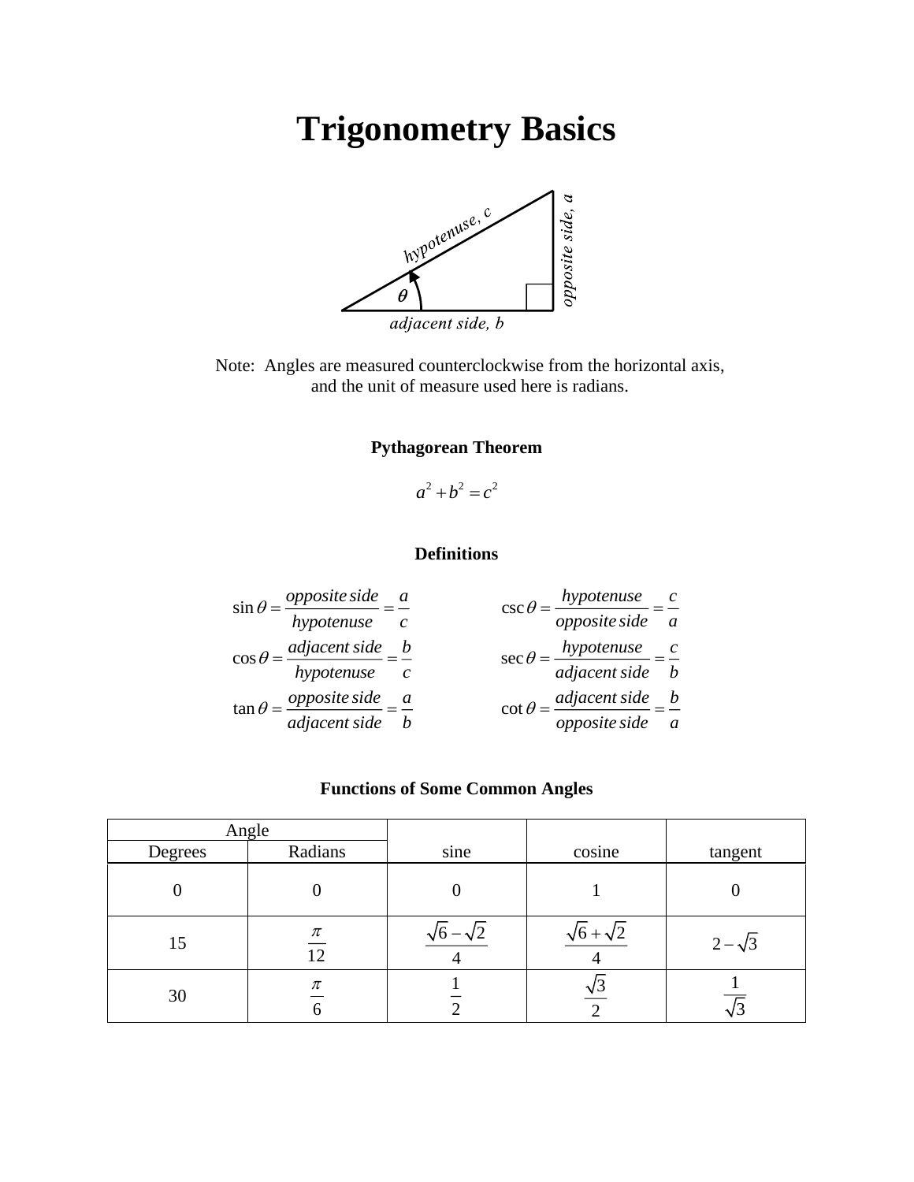# Trigonometry Basics

Note: Angles are measured counterclockwise from the horizontal axis, and the unit of measure used here is radians.

### Pythagorean Theorem

$$a^2 + b^2 = c^2$$

### Definitions

$$\sin\theta = \frac{\text{opposite side}}{\text{hypotenuse}} = \frac{a}{c} \qquad \csc\theta = \frac{\text{hypotenuse}}{\text{opposite side}} = \frac{c}{a}$$

$$\cos\theta = \frac{\text{adjacent side}}{\text{hypotenuse}} = \frac{b}{c} \qquad \sec\theta = \frac{\text{hypotenuse}}{\text{adjacent side}} = \frac{c}{b}$$

$$\tan\theta = \frac{\text{opposite side}}{\text{adjacent side}} = \frac{a}{b} \qquad \cot\theta = \frac{\text{adjacent side}}{\text{opposite side}} = \frac{b}{a}$$

### Functions of Some Common Angles

| Angle | | sine | cosine | tangent |
|---|---|---|---|---|
| Degrees | Radians | | | |
| 0 | 0 | 0 | 1 | 0 |
| 15 | $\frac{\pi}{12}$ | $\frac{\sqrt{6}-\sqrt{2}}{4}$ | $\frac{\sqrt{6}+\sqrt{2}}{4}$ | $2-\sqrt{3}$ |
| 30 | $\frac{\pi}{6}$ | $\frac{1}{2}$ | $\frac{\sqrt{3}}{2}$ | $\frac{1}{\sqrt{3}}$ |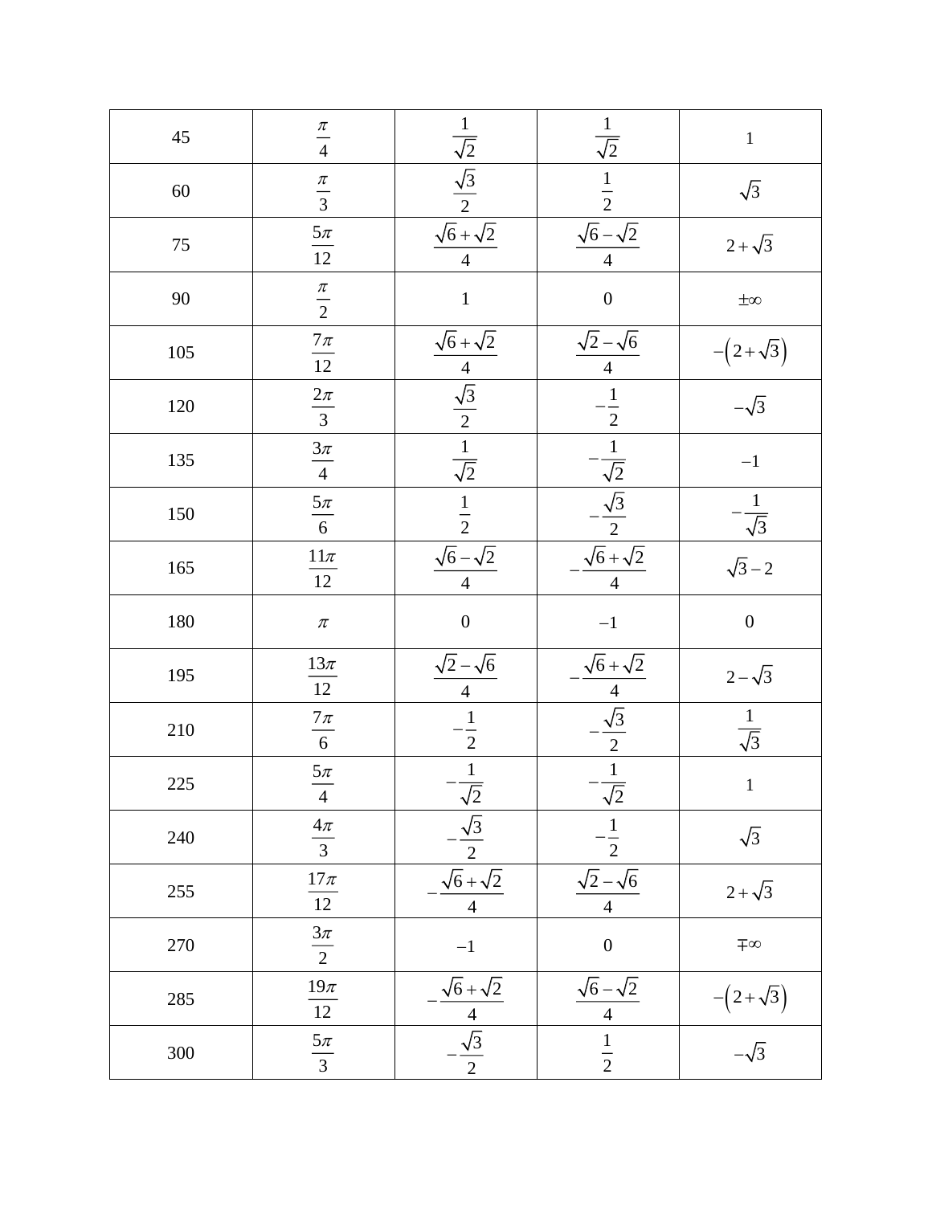| 45 | $\frac{\pi}{4}$ | $\frac{1}{\sqrt{2}}$ | $\frac{1}{\sqrt{2}}$ | $1$ |
|---|---|---|---|---|
| 60 | $\frac{\pi}{3}$ | $\frac{\sqrt{3}}{2}$ | $\frac{1}{2}$ | $\sqrt{3}$ |
| 75 | $\frac{5\pi}{12}$ | $\frac{\sqrt{6}+\sqrt{2}}{4}$ | $\frac{\sqrt{6}-\sqrt{2}}{4}$ | $2+\sqrt{3}$ |
| 90 | $\frac{\pi}{2}$ | $1$ | $0$ | $\pm\infty$ |
| 105 | $\frac{7\pi}{12}$ | $\frac{\sqrt{6}+\sqrt{2}}{4}$ | $\frac{\sqrt{2}-\sqrt{6}}{4}$ | $-\left(2+\sqrt{3}\right)$ |
| 120 | $\frac{2\pi}{3}$ | $\frac{\sqrt{3}}{2}$ | $-\frac{1}{2}$ | $-\sqrt{3}$ |
| 135 | $\frac{3\pi}{4}$ | $\frac{1}{\sqrt{2}}$ | $-\frac{1}{\sqrt{2}}$ | $-1$ |
| 150 | $\frac{5\pi}{6}$ | $\frac{1}{2}$ | $-\frac{\sqrt{3}}{2}$ | $-\frac{1}{\sqrt{3}}$ |
| 165 | $\frac{11\pi}{12}$ | $\frac{\sqrt{6}-\sqrt{2}}{4}$ | $-\frac{\sqrt{6}+\sqrt{2}}{4}$ | $\sqrt{3}-2$ |
| 180 | $\pi$ | $0$ | $-1$ | $0$ |
| 195 | $\frac{13\pi}{12}$ | $\frac{\sqrt{2}-\sqrt{6}}{4}$ | $-\frac{\sqrt{6}+\sqrt{2}}{4}$ | $2-\sqrt{3}$ |
| 210 | $\frac{7\pi}{6}$ | $-\frac{1}{2}$ | $-\frac{\sqrt{3}}{2}$ | $\frac{1}{\sqrt{3}}$ |
| 225 | $\frac{5\pi}{4}$ | $-\frac{1}{\sqrt{2}}$ | $-\frac{1}{\sqrt{2}}$ | $1$ |
| 240 | $\frac{4\pi}{3}$ | $-\frac{\sqrt{3}}{2}$ | $-\frac{1}{2}$ | $\sqrt{3}$ |
| 255 | $\frac{17\pi}{12}$ | $-\frac{\sqrt{6}+\sqrt{2}}{4}$ | $\frac{\sqrt{2}-\sqrt{6}}{4}$ | $2+\sqrt{3}$ |
| 270 | $\frac{3\pi}{2}$ | $-1$ | $0$ | $\mp\infty$ |
| 285 | $\frac{19\pi}{12}$ | $-\frac{\sqrt{6}+\sqrt{2}}{4}$ | $\frac{\sqrt{6}-\sqrt{2}}{4}$ | $-\left(2+\sqrt{3}\right)$ |
| 300 | $\frac{5\pi}{3}$ | $-\frac{\sqrt{3}}{2}$ | $\frac{1}{2}$ | $-\sqrt{3}$ |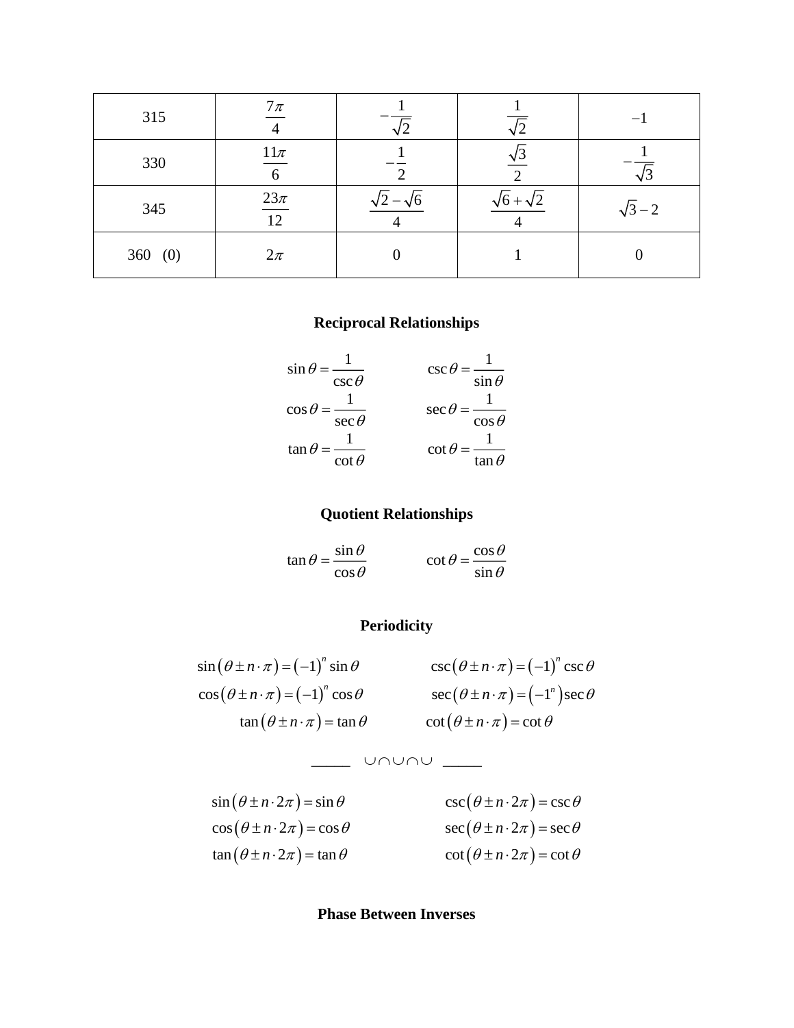| 315 | $\frac{7\pi}{4}$ | $-\frac{1}{\sqrt{2}}$ | $\frac{1}{\sqrt{2}}$ | $-1$ |
|---|---|---|---|---|
| 330 | $\frac{11\pi}{6}$ | $-\frac{1}{2}$ | $\frac{\sqrt{3}}{2}$ | $-\frac{1}{\sqrt{3}}$ |
| 345 | $\frac{23\pi}{12}$ | $\frac{\sqrt{2}-\sqrt{6}}{4}$ | $\frac{\sqrt{6}+\sqrt{2}}{4}$ | $\sqrt{3}-2$ |
| 360 (0) | $2\pi$ | 0 | 1 | 0 |

## Reciprocal Relationships

$$\sin\theta = \frac{1}{\csc\theta} \qquad \csc\theta = \frac{1}{\sin\theta}$$

$$\cos\theta = \frac{1}{\sec\theta} \qquad \sec\theta = \frac{1}{\cos\theta}$$

$$\tan\theta = \frac{1}{\cot\theta} \qquad \cot\theta = \frac{1}{\tan\theta}$$

## Quotient Relationships

$$\tan\theta = \frac{\sin\theta}{\cos\theta} \qquad \cot\theta = \frac{\cos\theta}{\sin\theta}$$

## Periodicity

$$\sin(\theta \pm n\cdot\pi) = (-1)^n \sin\theta \qquad \csc(\theta \pm n\cdot\pi) = (-1)^n \csc\theta$$

$$\cos(\theta \pm n\cdot\pi) = (-1)^n \cos\theta \qquad \sec(\theta \pm n\cdot\pi) = \left(-1^n\right)\sec\theta$$

$$\tan(\theta \pm n\cdot\pi) = \tan\theta \qquad \cot(\theta \pm n\cdot\pi) = \cot\theta$$

_____ ∪∩∪∩∪ _____

$$\sin(\theta \pm n\cdot 2\pi) = \sin\theta \qquad \csc(\theta \pm n\cdot 2\pi) = \csc\theta$$

$$\cos(\theta \pm n\cdot 2\pi) = \cos\theta \qquad \sec(\theta \pm n\cdot 2\pi) = \sec\theta$$

$$\tan(\theta \pm n\cdot 2\pi) = \tan\theta \qquad \cot(\theta \pm n\cdot 2\pi) = \cot\theta$$

## Phase Between Inverses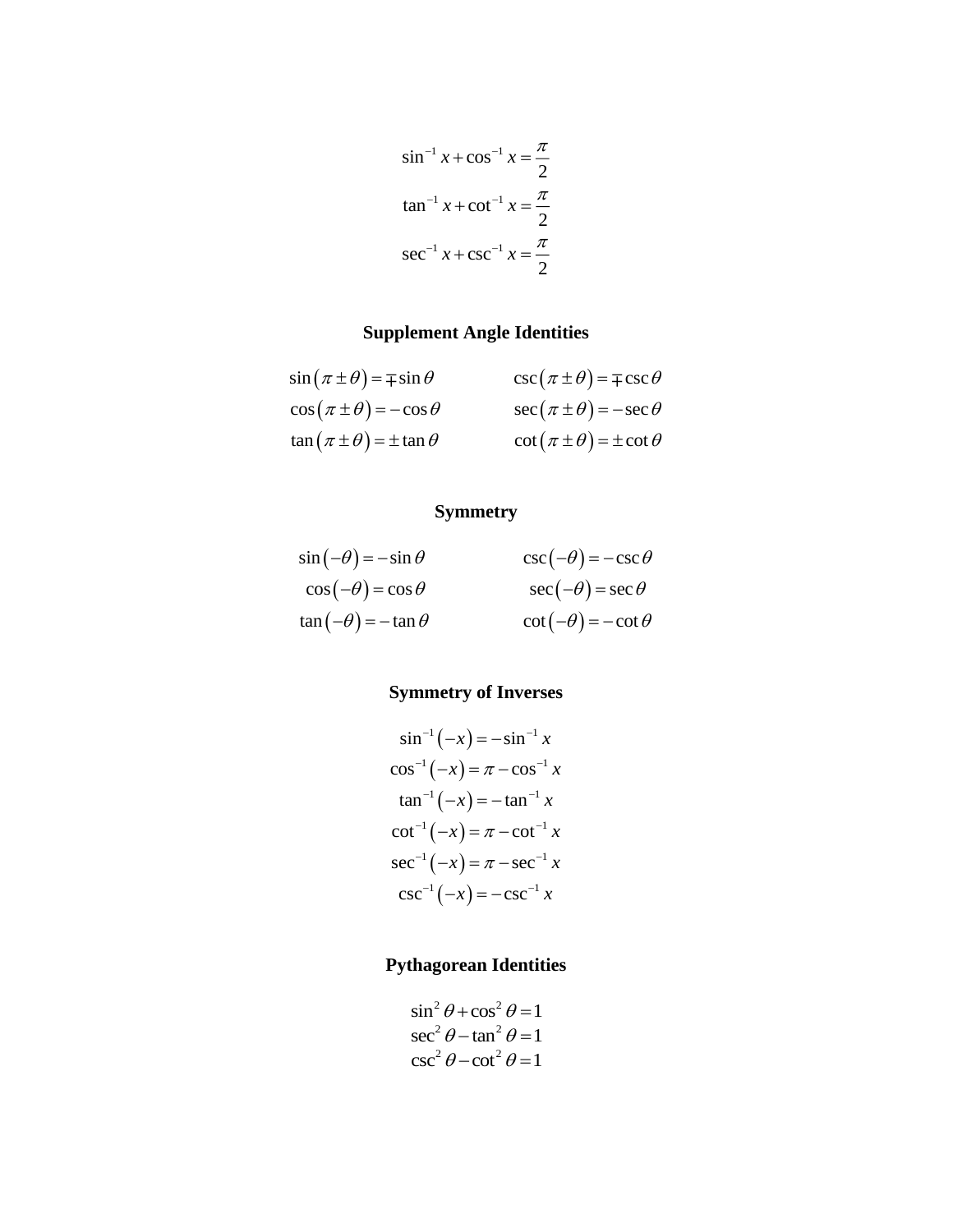$$\sin^{-1} x + \cos^{-1} x = \frac{\pi}{2}$$

$$\tan^{-1} x + \cot^{-1} x = \frac{\pi}{2}$$

$$\sec^{-1} x + \csc^{-1} x = \frac{\pi}{2}$$

**Supplement Angle Identities**

$$\sin(\pi \pm \theta) = \mp \sin\theta \qquad \csc(\pi \pm \theta) = \mp \csc\theta$$

$$\cos(\pi \pm \theta) = -\cos\theta \qquad \sec(\pi \pm \theta) = -\sec\theta$$

$$\tan(\pi \pm \theta) = \pm \tan\theta \qquad \cot(\pi \pm \theta) = \pm \cot\theta$$

**Symmetry**

$$\sin(-\theta) = -\sin\theta \qquad \csc(-\theta) = -\csc\theta$$

$$\cos(-\theta) = \cos\theta \qquad \sec(-\theta) = \sec\theta$$

$$\tan(-\theta) = -\tan\theta \qquad \cot(-\theta) = -\cot\theta$$

**Symmetry of Inverses**

$$\sin^{-1}(-x) = -\sin^{-1} x$$

$$\cos^{-1}(-x) = \pi - \cos^{-1} x$$

$$\tan^{-1}(-x) = -\tan^{-1} x$$

$$\cot^{-1}(-x) = \pi - \cot^{-1} x$$

$$\sec^{-1}(-x) = \pi - \sec^{-1} x$$

$$\csc^{-1}(-x) = -\csc^{-1} x$$

**Pythagorean Identities**

$$\sin^2\theta + \cos^2\theta = 1$$

$$\sec^2\theta - \tan^2\theta = 1$$

$$\csc^2\theta - \cot^2\theta = 1$$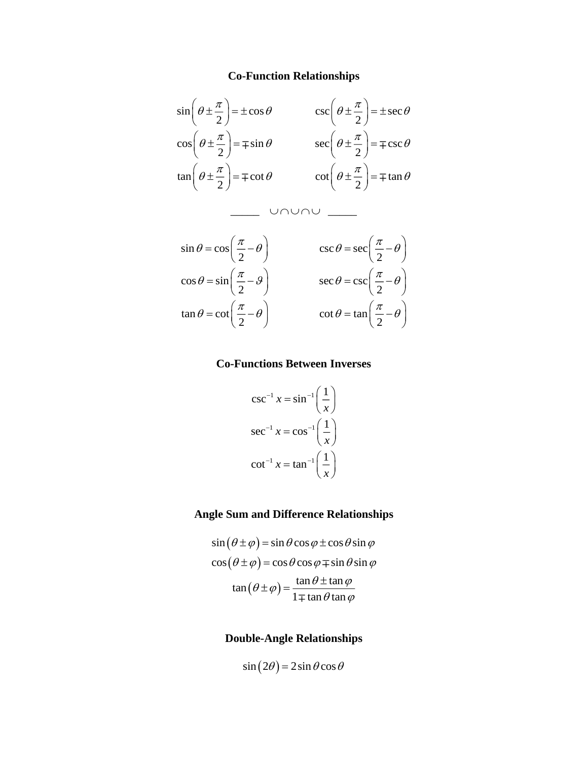## Co-Function Relationships

$$\sin\left(\theta \pm \frac{\pi}{2}\right) = \pm\cos\theta \qquad \csc\left(\theta \pm \frac{\pi}{2}\right) = \pm\sec\theta$$

$$\cos\left(\theta \pm \frac{\pi}{2}\right) = \mp\sin\theta \qquad \sec\left(\theta \pm \frac{\pi}{2}\right) = \mp\csc\theta$$

$$\tan\left(\theta \pm \frac{\pi}{2}\right) = \mp\cot\theta \qquad \cot\left(\theta \pm \frac{\pi}{2}\right) = \mp\tan\theta$$

_____ ∪∩∪∩∪ _____

$$\sin\theta = \cos\left(\frac{\pi}{2} - \theta\right) \qquad \csc\theta = \sec\left(\frac{\pi}{2} - \theta\right)$$

$$\cos\theta = \sin\left(\frac{\pi}{2} - \vartheta\right) \qquad \sec\theta = \csc\left(\frac{\pi}{2} - \theta\right)$$

$$\tan\theta = \cot\left(\frac{\pi}{2} - \theta\right) \qquad \cot\theta = \tan\left(\frac{\pi}{2} - \theta\right)$$

## Co-Functions Between Inverses

$$\csc^{-1} x = \sin^{-1}\left(\frac{1}{x}\right)$$

$$\sec^{-1} x = \cos^{-1}\left(\frac{1}{x}\right)$$

$$\cot^{-1} x = \tan^{-1}\left(\frac{1}{x}\right)$$

## Angle Sum and Difference Relationships

$$\sin(\theta \pm \varphi) = \sin\theta\cos\varphi \pm \cos\theta\sin\varphi$$

$$\cos(\theta \pm \varphi) = \cos\theta\cos\varphi \mp \sin\theta\sin\varphi$$

$$\tan(\theta \pm \varphi) = \frac{\tan\theta \pm \tan\varphi}{1 \mp \tan\theta\tan\varphi}$$

## Double-Angle Relationships

$$\sin(2\theta) = 2\sin\theta\cos\theta$$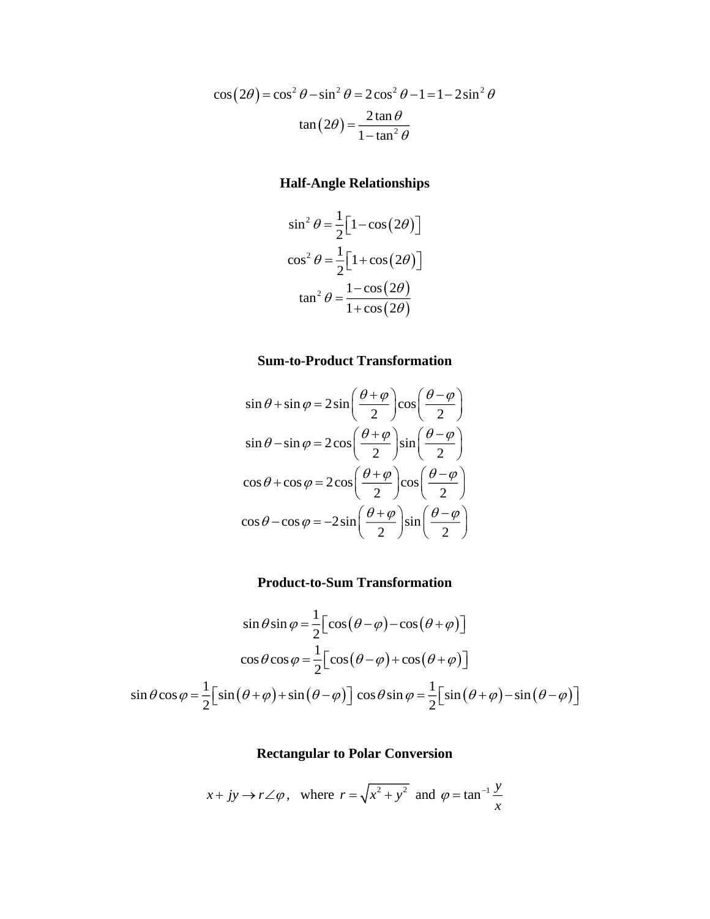$$\cos(2\theta) = \cos^2\theta - \sin^2\theta = 2\cos^2\theta - 1 = 1 - 2\sin^2\theta$$

$$\tan(2\theta) = \frac{2\tan\theta}{1 - \tan^2\theta}$$

## Half-Angle Relationships

$$\sin^2\theta = \frac{1}{2}\left[1 - \cos(2\theta)\right]$$

$$\cos^2\theta = \frac{1}{2}\left[1 + \cos(2\theta)\right]$$

$$\tan^2\theta = \frac{1 - \cos(2\theta)}{1 + \cos(2\theta)}$$

## Sum-to-Product Transformation

$$\sin\theta + \sin\varphi = 2\sin\left(\frac{\theta + \varphi}{2}\right)\cos\left(\frac{\theta - \varphi}{2}\right)$$

$$\sin\theta - \sin\varphi = 2\cos\left(\frac{\theta + \varphi}{2}\right)\sin\left(\frac{\theta - \varphi}{2}\right)$$

$$\cos\theta + \cos\varphi = 2\cos\left(\frac{\theta + \varphi}{2}\right)\cos\left(\frac{\theta - \varphi}{2}\right)$$

$$\cos\theta - \cos\varphi = -2\sin\left(\frac{\theta + \varphi}{2}\right)\sin\left(\frac{\theta - \varphi}{2}\right)$$

## Product-to-Sum Transformation

$$\sin\theta\sin\varphi = \frac{1}{2}\left[\cos(\theta - \varphi) - \cos(\theta + \varphi)\right]$$

$$\cos\theta\cos\varphi = \frac{1}{2}\left[\cos(\theta - \varphi) + \cos(\theta + \varphi)\right]$$

$$\sin\theta\cos\varphi = \frac{1}{2}\left[\sin(\theta + \varphi) + \sin(\theta - \varphi)\right] \quad \cos\theta\sin\varphi = \frac{1}{2}\left[\sin(\theta + \varphi) - \sin(\theta - \varphi)\right]$$

## Rectangular to Polar Conversion

$$x + jy \rightarrow r\angle\varphi, \quad \text{where } r = \sqrt{x^2 + y^2} \text{ and } \varphi = \tan^{-1}\frac{y}{x}$$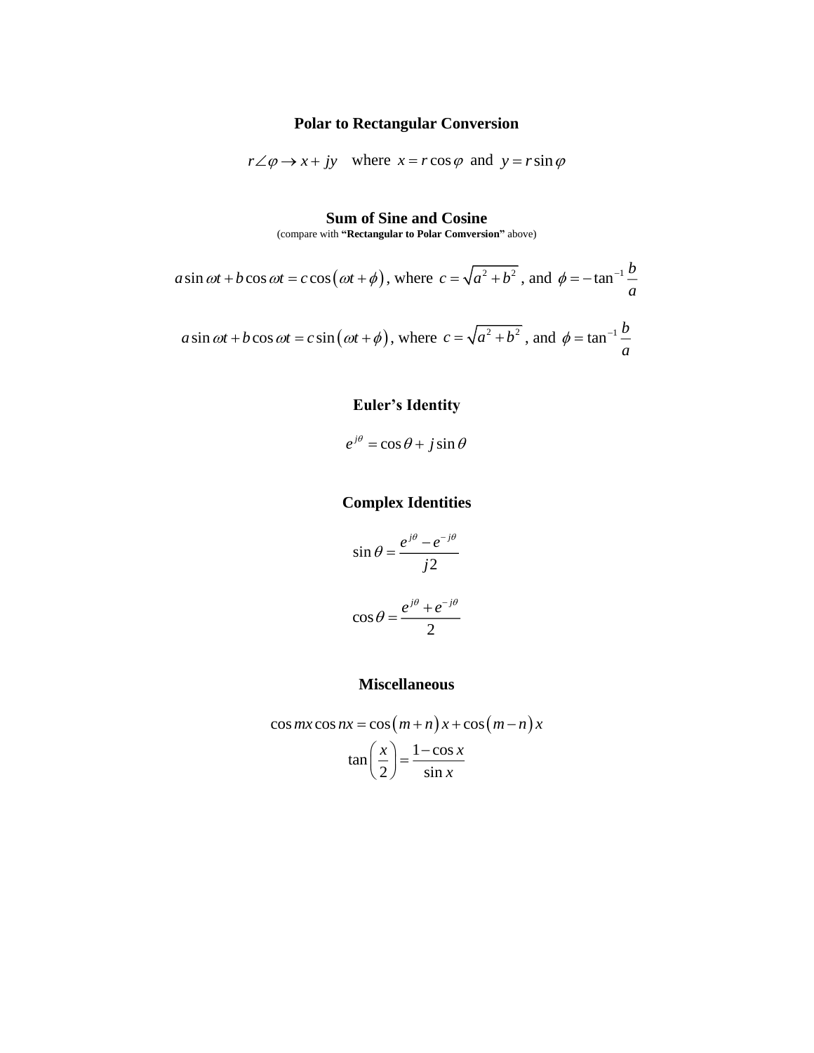## Polar to Rectangular Conversion

$$r\angle\varphi \rightarrow x + jy \quad \text{where } x = r\cos\varphi \text{ and } y = r\sin\varphi$$

## Sum of Sine and Cosine

(compare with **"Rectangular to Polar Comversion"** above)

$$a\sin\omega t + b\cos\omega t = c\cos\left(\omega t + \phi\right), \text{ where } c = \sqrt{a^2 + b^2}, \text{ and } \phi = -\tan^{-1}\frac{b}{a}$$

$$a\sin\omega t + b\cos\omega t = c\sin\left(\omega t + \phi\right), \text{ where } c = \sqrt{a^2 + b^2}, \text{ and } \phi = \tan^{-1}\frac{b}{a}$$

## Euler's Identity

$$e^{j\theta} = \cos\theta + j\sin\theta$$

## Complex Identities

$$\sin\theta = \frac{e^{j\theta} - e^{-j\theta}}{j2}$$

$$\cos\theta = \frac{e^{j\theta} + e^{-j\theta}}{2}$$

## Miscellaneous

$$\cos mx \cos nx = \cos\left(m+n\right)x + \cos\left(m-n\right)x$$

$$\tan\left(\frac{x}{2}\right) = \frac{1-\cos x}{\sin x}$$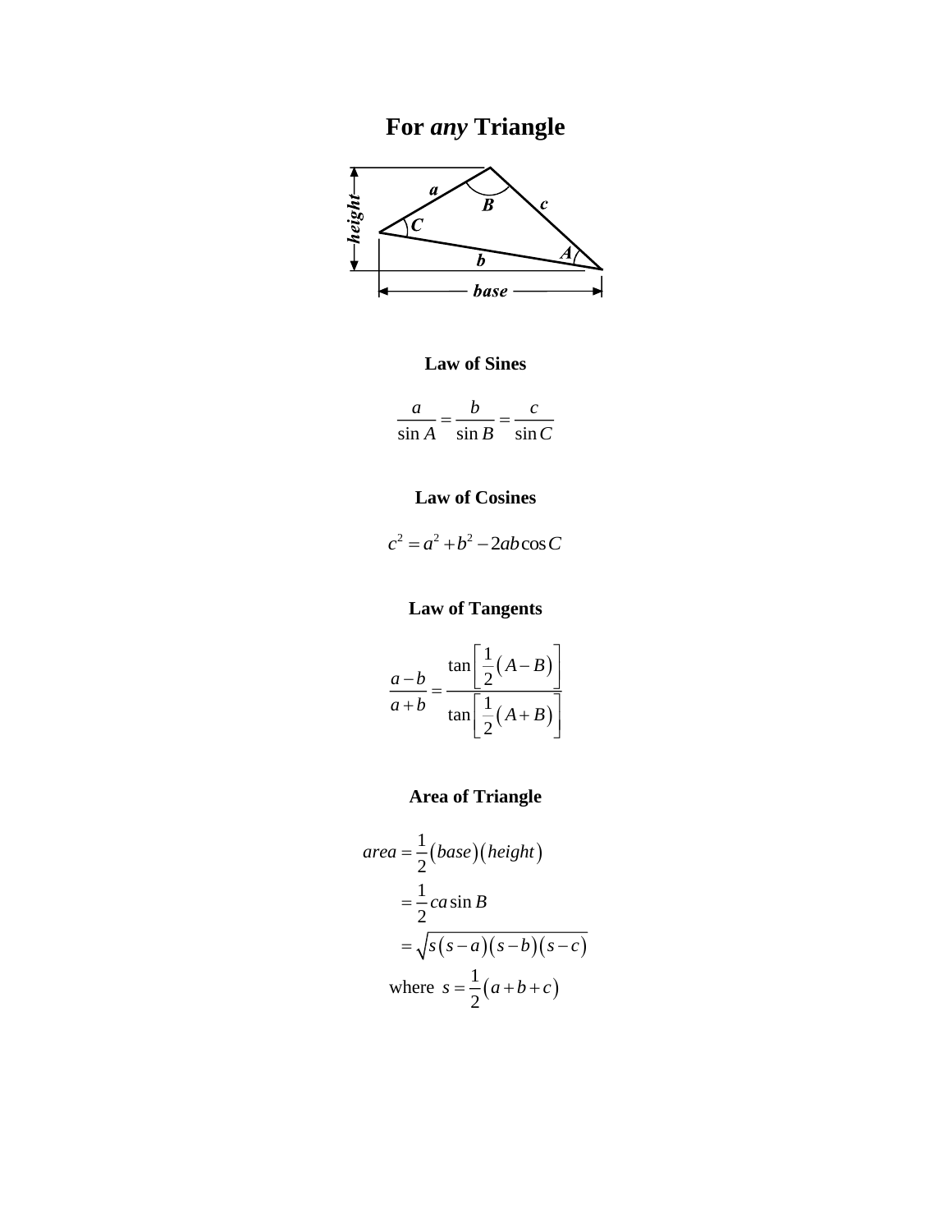# For *any* Triangle

height
a
B
c
C
A
b
base

### Law of Sines

$$\frac{a}{\sin A} = \frac{b}{\sin B} = \frac{c}{\sin C}$$

### Law of Cosines

$$c^2 = a^2 + b^2 - 2ab\cos C$$

### Law of Tangents

$$\frac{a-b}{a+b} = \frac{\tan\left[\frac{1}{2}\left(A-B\right)\right]}{\tan\left[\frac{1}{2}\left(A+B\right)\right]}$$

### Area of Triangle

$$\begin{aligned} area &= \frac{1}{2}\left(base\right)\left(height\right) \\ &= \frac{1}{2}ca\sin B \\ &= \sqrt{s\left(s-a\right)\left(s-b\right)\left(s-c\right)} \\ &\text{where } s = \frac{1}{2}\left(a+b+c\right) \end{aligned}$$